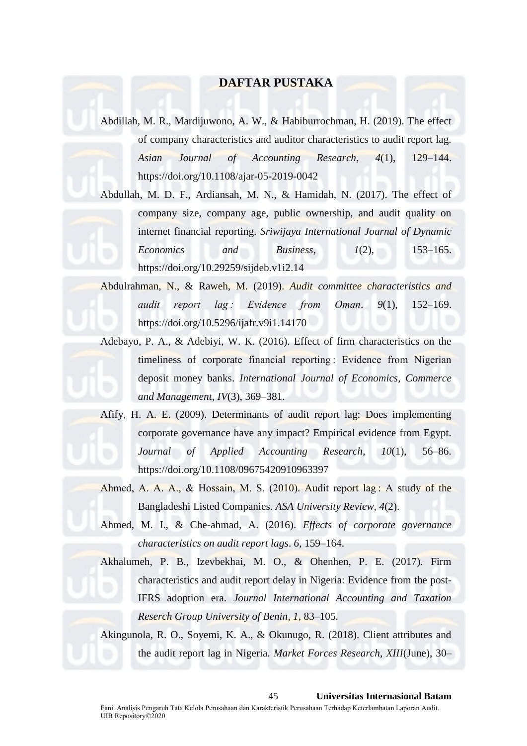# DAFTAR PUSTAKA

Abdillah, M. R., Mardijuwono, A. W., & Habiburrochman, H. (2019). The effect of company characteristics and auditor characteristics to audit report lag. *Asian Journal of Accounting Research*, *4*(1), 129–144. https://doi.org/10.1108/ajar-05-2019-0042

Abdullah, M. D. F., Ardiansah, M. N., & Hamidah, N. (2017). The effect of company size, company age, public ownership, and audit quality on internet financial reporting. *Sriwijaya International Journal of Dynamic Economics and Business*, *1*(2), 153–165. https://doi.org/10.29259/sijdeb.v1i2.14

Abdulrahman, N., & Raweh, M. (2019). *Audit committee characteristics and audit report lag : Evidence from Oman*. *9*(1), 152–169. https://doi.org/10.5296/ijafr.v9i1.14170

Adebayo, P. A., & Adebiyi, W. K. (2016). Effect of firm characteristics on the timeliness of corporate financial reporting : Evidence from Nigerian deposit money banks. *International Journal of Economics, Commerce and Management*, *IV*(3), 369–381.

Afify, H. A. E. (2009). Determinants of audit report lag: Does implementing corporate governance have any impact? Empirical evidence from Egypt. *Journal of Applied Accounting Research*, *10*(1), 56–86. https://doi.org/10.1108/09675420910963397

Ahmed, A. A. A., & Hossain, M. S. (2010). Audit report lag : A study of the Bangladeshi Listed Companies. *ASA University Review*, *4*(2).

Ahmed, M. I., & Che-ahmad, A. (2016). *Effects of corporate governance characteristics on audit report lags*. *6*, 159–164.

Akhalumeh, P. B., Izevbekhai, M. O., & Ohenhen, P. E. (2017). Firm characteristics and audit report delay in Nigeria: Evidence from the post-IFRS adoption era. *Journal International Accounting and Taxation Reserch Group University of Benin*, *1*, 83–105.

Akingunola, R. O., Soyemi, K. A., & Okunugo, R. (2018). Client attributes and the audit report lag in Nigeria. *Market Forces Research*, *XIII*(June), 30–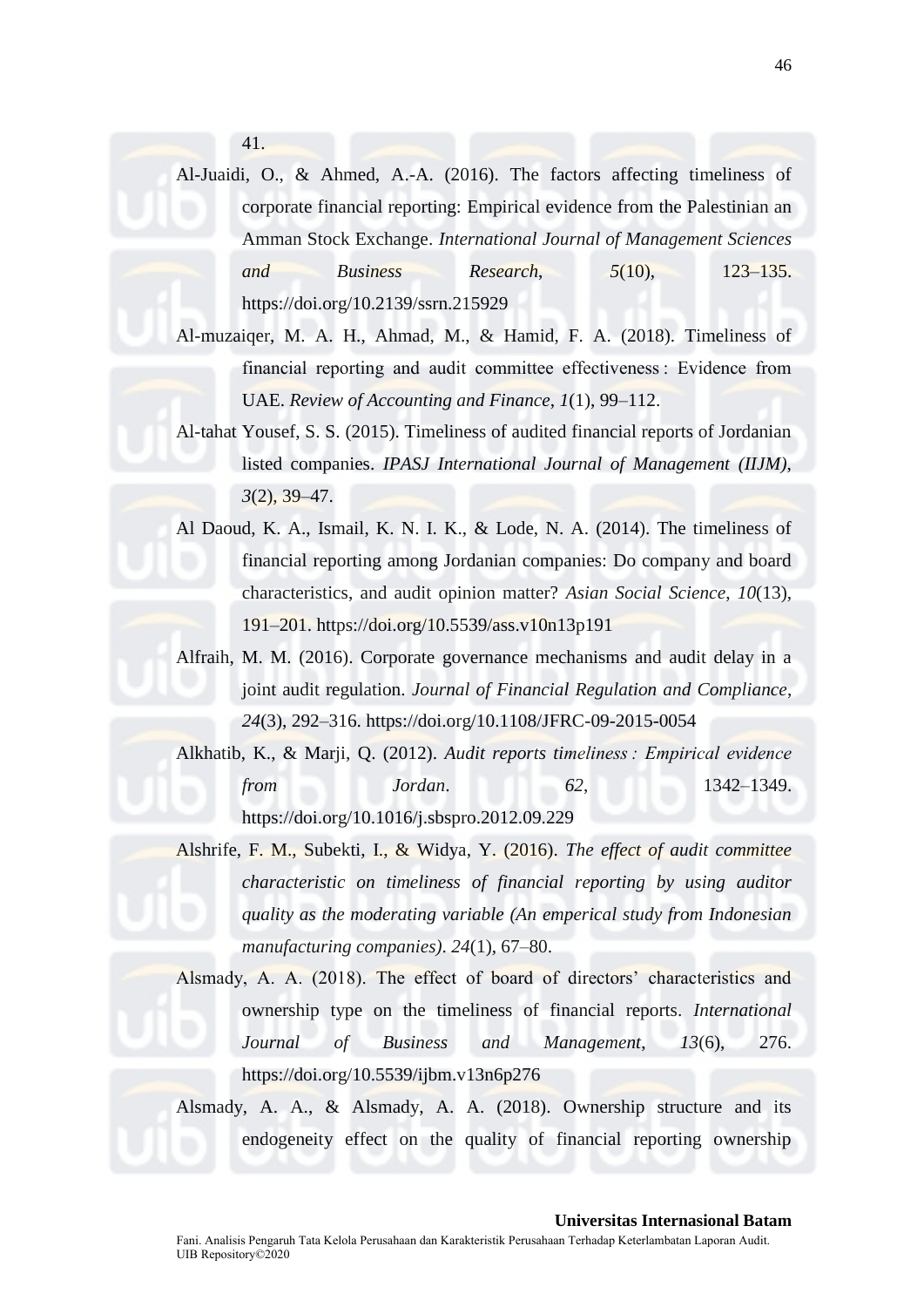41.

Al-Juaidi, O., & Ahmed, A.-A. (2016). The factors affecting timeliness of corporate financial reporting: Empirical evidence from the Palestinian an Amman Stock Exchange. *International Journal of Management Sciences and Business Research*, *5*(10), 123–135. https://doi.org/10.2139/ssrn.215929

Al-muzaiqer, M. A. H., Ahmad, M., & Hamid, F. A. (2018). Timeliness of financial reporting and audit committee effectiveness : Evidence from UAE. *Review of Accounting and Finance*, *1*(1), 99–112.

Al-tahat Yousef, S. S. (2015). Timeliness of audited financial reports of Jordanian listed companies. *IPASJ International Journal of Management (IIJM)*, *3*(2), 39–47.

Al Daoud, K. A., Ismail, K. N. I. K., & Lode, N. A. (2014). The timeliness of financial reporting among Jordanian companies: Do company and board characteristics, and audit opinion matter? *Asian Social Science*, *10*(13), 191–201. https://doi.org/10.5539/ass.v10n13p191

Alfraih, M. M. (2016). Corporate governance mechanisms and audit delay in a joint audit regulation. *Journal of Financial Regulation and Compliance*, *24*(3), 292–316. https://doi.org/10.1108/JFRC-09-2015-0054

Alkhatib, K., & Marji, Q. (2012). *Audit reports timeliness : Empirical evidence from Jordan*. *62*, 1342–1349. https://doi.org/10.1016/j.sbspro.2012.09.229

Alshrife, F. M., Subekti, I., & Widya, Y. (2016). *The effect of audit committee characteristic on timeliness of financial reporting by using auditor quality as the moderating variable (An emperical study from Indonesian manufacturing companies)*. *24*(1), 67–80.

Alsmady, A. A. (2018). The effect of board of directors' characteristics and ownership type on the timeliness of financial reports. *International Journal of Business and Management*, *13*(6), 276. https://doi.org/10.5539/ijbm.v13n6p276

Alsmady, A. A., & Alsmady, A. A. (2018). Ownership structure and its endogeneity effect on the quality of financial reporting ownership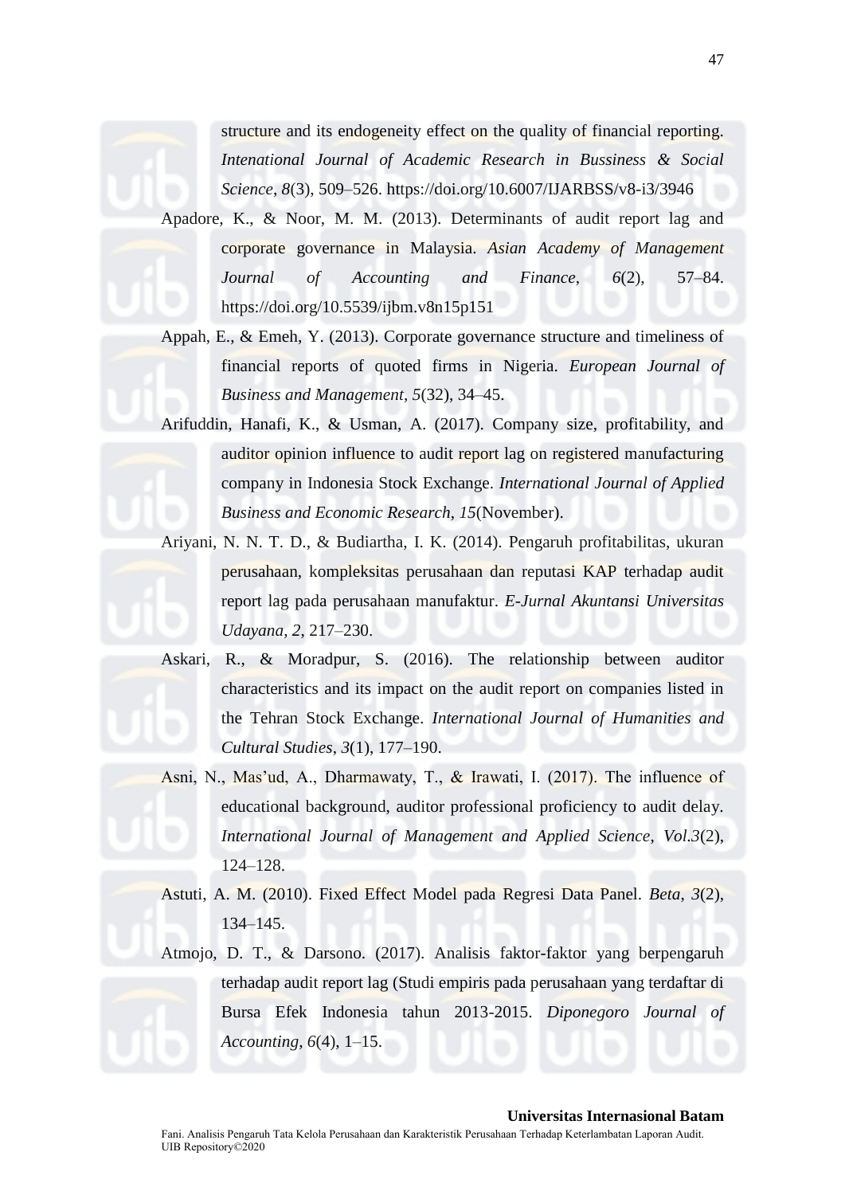structure and its endogeneity effect on the quality of financial reporting. *Intenational Journal of Academic Research in Bussiness & Social Science*, *8*(3), 509–526. https://doi.org/10.6007/IJARBSS/v8-i3/3946

Apadore, K., & Noor, M. M. (2013). Determinants of audit report lag and corporate governance in Malaysia. *Asian Academy of Management Journal of Accounting and Finance*, *6*(2), 57–84. https://doi.org/10.5539/ijbm.v8n15p151

Appah, E., & Emeh, Y. (2013). Corporate governance structure and timeliness of financial reports of quoted firms in Nigeria. *European Journal of Business and Management*, *5*(32), 34–45.

Arifuddin, Hanafi, K., & Usman, A. (2017). Company size, profitability, and auditor opinion influence to audit report lag on registered manufacturing company in Indonesia Stock Exchange. *International Journal of Applied Business and Economic Research*, *15*(November).

Ariyani, N. N. T. D., & Budiartha, I. K. (2014). Pengaruh profitabilitas, ukuran perusahaan, kompleksitas perusahaan dan reputasi KAP terhadap audit report lag pada perusahaan manufaktur. *E-Jurnal Akuntansi Universitas Udayana*, *2*, 217–230.

Askari, R., & Moradpur, S. (2016). The relationship between auditor characteristics and its impact on the audit report on companies listed in the Tehran Stock Exchange. *International Journal of Humanities and Cultural Studies*, *3*(1), 177–190.

Asni, N., Mas'ud, A., Dharmawaty, T., & Irawati, I. (2017). The influence of educational background, auditor professional proficiency to audit delay. *International Journal of Management and Applied Science*, *Vol.3*(2), 124–128.

Astuti, A. M. (2010). Fixed Effect Model pada Regresi Data Panel. *Beta*, *3*(2), 134–145.

Atmojo, D. T., & Darsono. (2017). Analisis faktor-faktor yang berpengaruh terhadap audit report lag (Studi empiris pada perusahaan yang terdaftar di Bursa Efek Indonesia tahun 2013-2015. *Diponegoro Journal of Accounting*, *6*(4), 1–15.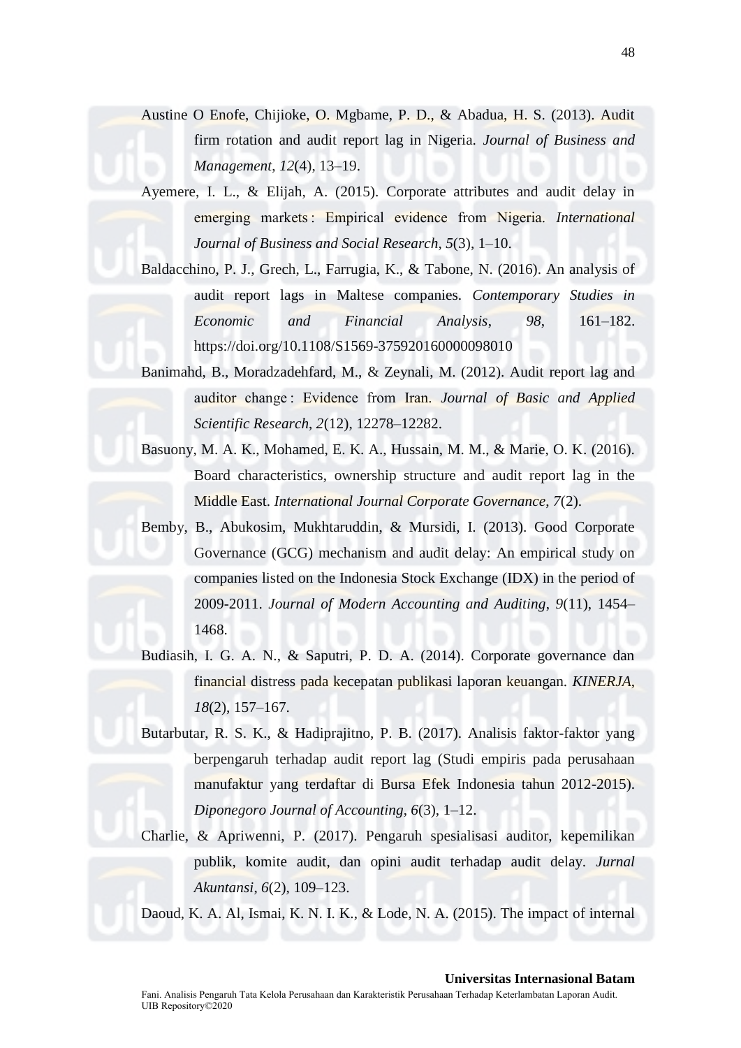Austine O Enofe, Chijioke, O. Mgbame, P. D., & Abadua, H. S. (2013). Audit firm rotation and audit report lag in Nigeria. *Journal of Business and Management*, *12*(4), 13–19.

Ayemere, I. L., & Elijah, A. (2015). Corporate attributes and audit delay in emerging markets : Empirical evidence from Nigeria. *International Journal of Business and Social Research*, *5*(3), 1–10.

Baldacchino, P. J., Grech, L., Farrugia, K., & Tabone, N. (2016). An analysis of audit report lags in Maltese companies. *Contemporary Studies in Economic and Financial Analysis*, *98*, 161–182. https://doi.org/10.1108/S1569-375920160000098010

Banimahd, B., Moradzadehfard, M., & Zeynali, M. (2012). Audit report lag and auditor change : Evidence from Iran. *Journal of Basic and Applied Scientific Research*, *2*(12), 12278–12282.

Basuony, M. A. K., Mohamed, E. K. A., Hussain, M. M., & Marie, O. K. (2016). Board characteristics, ownership structure and audit report lag in the Middle East. *International Journal Corporate Governance*, *7*(2).

Bemby, B., Abukosim, Mukhtaruddin, & Mursidi, I. (2013). Good Corporate Governance (GCG) mechanism and audit delay: An empirical study on companies listed on the Indonesia Stock Exchange (IDX) in the period of 2009-2011. *Journal of Modern Accounting and Auditing*, *9*(11), 1454–1468.

Budiasih, I. G. A. N., & Saputri, P. D. A. (2014). Corporate governance dan financial distress pada kecepatan publikasi laporan keuangan. *KINERJA*, *18*(2), 157–167.

Butarbutar, R. S. K., & Hadiprajitno, P. B. (2017). Analisis faktor-faktor yang berpengaruh terhadap audit report lag (Studi empiris pada perusahaan manufaktur yang terdaftar di Bursa Efek Indonesia tahun 2012-2015). *Diponegoro Journal of Accounting*, *6*(3), 1–12.

Charlie, & Apriwenni, P. (2017). Pengaruh spesialisasi auditor, kepemilikan publik, komite audit, dan opini audit terhadap audit delay. *Jurnal Akuntansi*, *6*(2), 109–123.

Daoud, K. A. Al, Ismai, K. N. I. K., & Lode, N. A. (2015). The impact of internal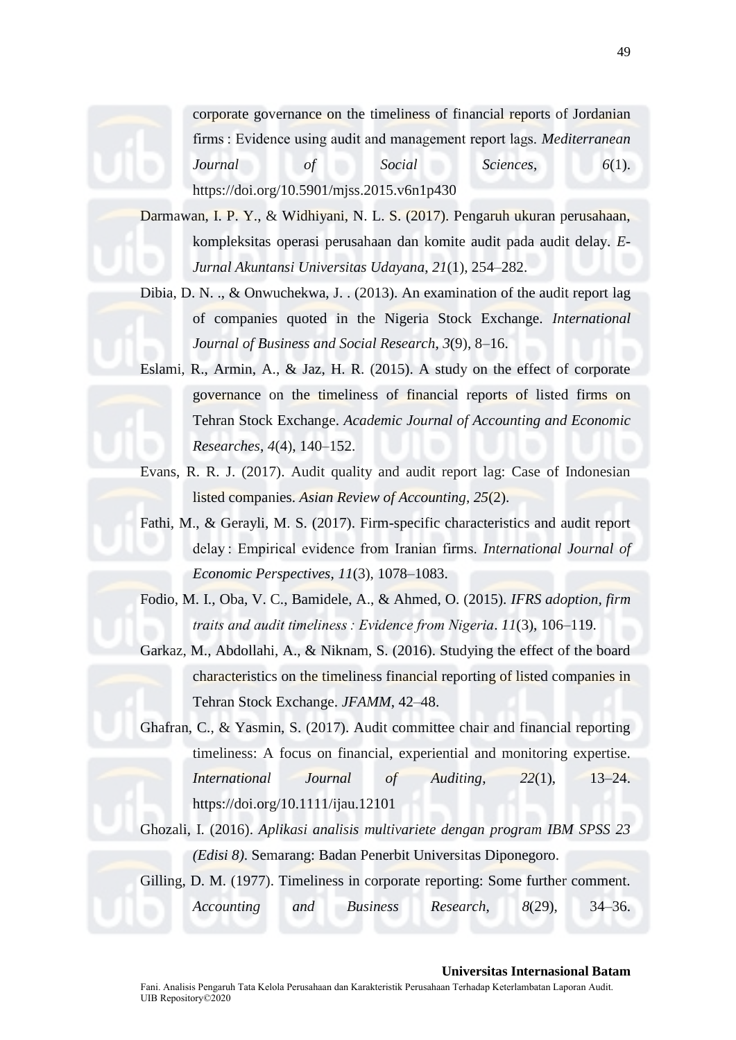corporate governance on the timeliness of financial reports of Jordanian firms : Evidence using audit and management report lags. *Mediterranean Journal of Social Sciences*, *6*(1). https://doi.org/10.5901/mjss.2015.v6n1p430

Darmawan, I. P. Y., & Widhiyani, N. L. S. (2017). Pengaruh ukuran perusahaan, kompleksitas operasi perusahaan dan komite audit pada audit delay. *E-Jurnal Akuntansi Universitas Udayana*, *21*(1), 254–282.

Dibia, D. N. ., & Onwuchekwa, J. . (2013). An examination of the audit report lag of companies quoted in the Nigeria Stock Exchange. *International Journal of Business and Social Research*, *3*(9), 8–16.

Eslami, R., Armin, A., & Jaz, H. R. (2015). A study on the effect of corporate governance on the timeliness of financial reports of listed firms on Tehran Stock Exchange. *Academic Journal of Accounting and Economic Researches*, *4*(4), 140–152.

Evans, R. R. J. (2017). Audit quality and audit report lag: Case of Indonesian listed companies. *Asian Review of Accounting*, *25*(2).

Fathi, M., & Gerayli, M. S. (2017). Firm-specific characteristics and audit report delay : Empirical evidence from Iranian firms. *International Journal of Economic Perspectives*, *11*(3), 1078–1083.

Fodio, M. I., Oba, V. C., Bamidele, A., & Ahmed, O. (2015). *IFRS adoption, firm traits and audit timeliness : Evidence from Nigeria*. *11*(3), 106–119.

Garkaz, M., Abdollahi, A., & Niknam, S. (2016). Studying the effect of the board characteristics on the timeliness financial reporting of listed companies in Tehran Stock Exchange. *JFAMM*, 42–48.

Ghafran, C., & Yasmin, S. (2017). Audit committee chair and financial reporting timeliness: A focus on financial, experiential and monitoring expertise. *International Journal of Auditing*, *22*(1), 13–24. https://doi.org/10.1111/ijau.12101

Ghozali, I. (2016). *Aplikasi analisis multivariete dengan program IBM SPSS 23 (Edisi 8)*. Semarang: Badan Penerbit Universitas Diponegoro.

Gilling, D. M. (1977). Timeliness in corporate reporting: Some further comment. *Accounting and Business Research*, *8*(29), 34–36.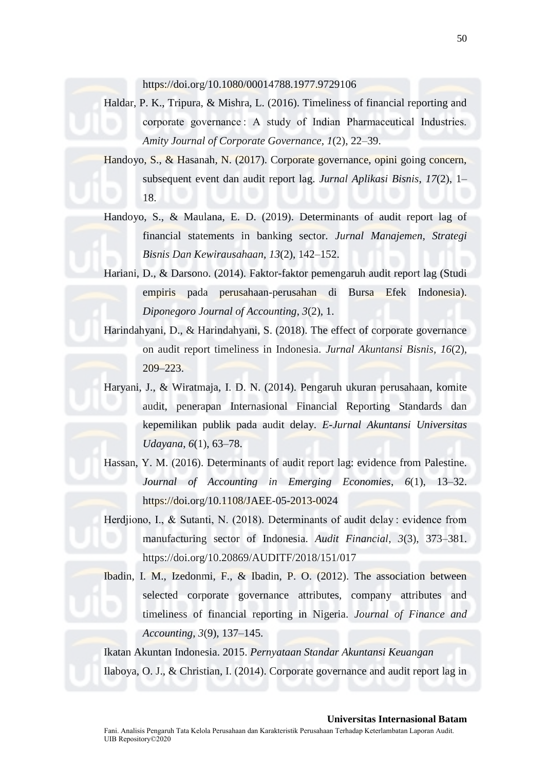https://doi.org/10.1080/00014788.1977.9729106

Haldar, P. K., Tripura, & Mishra, L. (2016). Timeliness of financial reporting and corporate governance : A study of Indian Pharmaceutical Industries. *Amity Journal of Corporate Governance*, *1*(2), 22–39.

Handoyo, S., & Hasanah, N. (2017). Corporate governance, opini going concern, subsequent event dan audit report lag. *Jurnal Aplikasi Bisnis*, *17*(2), 1–18.

Handoyo, S., & Maulana, E. D. (2019). Determinants of audit report lag of financial statements in banking sector. *Jurnal Manajemen, Strategi Bisnis Dan Kewirausahaan*, *13*(2), 142–152.

Hariani, D., & Darsono. (2014). Faktor-faktor pemengaruh audit report lag (Studi empiris pada perusahaan-perusahan di Bursa Efek Indonesia). *Diponegoro Journal of Accounting*, *3*(2), 1.

Harindahyani, D., & Harindahyani, S. (2018). The effect of corporate governance on audit report timeliness in Indonesia. *Jurnal Akuntansi Bisnis*, *16*(2), 209–223.

Haryani, J., & Wiratmaja, I. D. N. (2014). Pengaruh ukuran perusahaan, komite audit, penerapan Internasional Financial Reporting Standards dan kepemilikan publik pada audit delay. *E-Jurnal Akuntansi Universitas Udayana*, *6*(1), 63–78.

Hassan, Y. M. (2016). Determinants of audit report lag: evidence from Palestine. *Journal of Accounting in Emerging Economies*, *6*(1), 13–32. https://doi.org/10.1108/JAEE-05-2013-0024

Herdjiono, I., & Sutanti, N. (2018). Determinants of audit delay : evidence from manufacturing sector of Indonesia. *Audit Financial*, *3*(3), 373–381. https://doi.org/10.20869/AUDITF/2018/151/017

Ibadin, I. M., Izedonmi, F., & Ibadin, P. O. (2012). The association between selected corporate governance attributes, company attributes and timeliness of financial reporting in Nigeria. *Journal of Finance and Accounting*, *3*(9), 137–145.

Ikatan Akuntan Indonesia. 2015. *Pernyataan Standar Akuntansi Keuangan*

Ilaboya, O. J., & Christian, I. (2014). Corporate governance and audit report lag in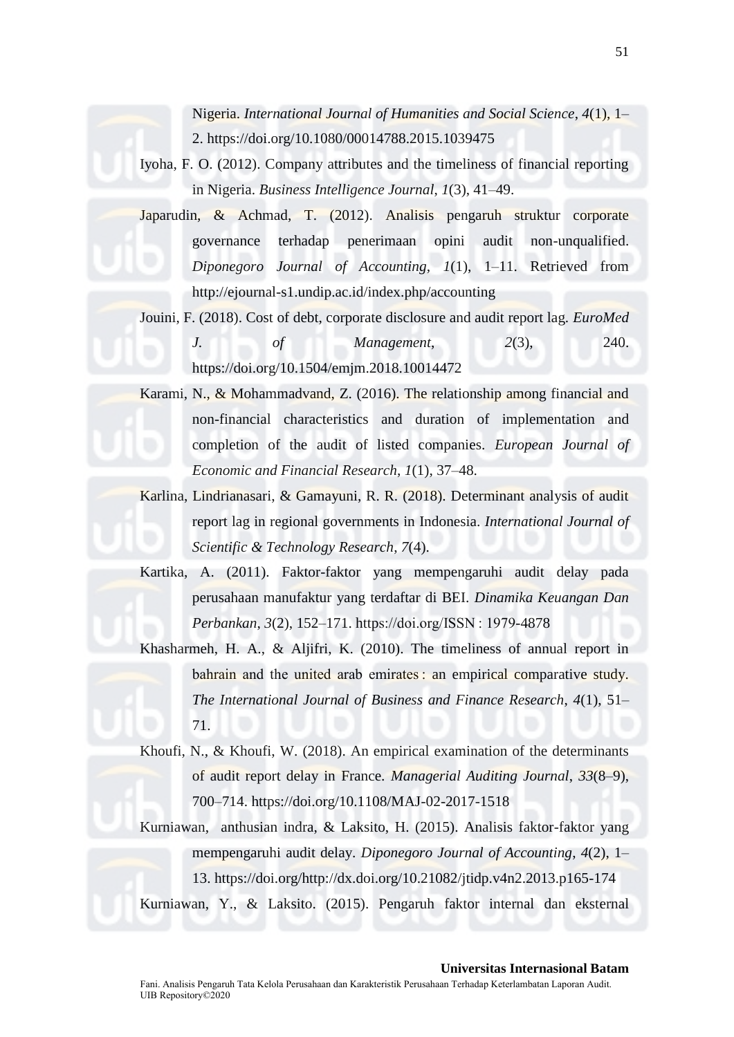Nigeria. *International Journal of Humanities and Social Science*, *4*(1), 1–2. https://doi.org/10.1080/00014788.2015.1039475

Iyoha, F. O. (2012). Company attributes and the timeliness of financial reporting in Nigeria. *Business Intelligence Journal*, *1*(3), 41–49.

Japarudin, & Achmad, T. (2012). Analisis pengaruh struktur corporate governance terhadap penerimaan opini audit non-unqualified. *Diponegoro Journal of Accounting*, *1*(1), 1–11. Retrieved from http://ejournal-s1.undip.ac.id/index.php/accounting

Jouini, F. (2018). Cost of debt, corporate disclosure and audit report lag. *EuroMed J. of Management*, *2*(3), 240. https://doi.org/10.1504/emjm.2018.10014472

Karami, N., & Mohammadvand, Z. (2016). The relationship among financial and non-financial characteristics and duration of implementation and completion of the audit of listed companies. *European Journal of Economic and Financial Research*, *1*(1), 37–48.

Karlina, Lindrianasari, & Gamayuni, R. R. (2018). Determinant analysis of audit report lag in regional governments in Indonesia. *International Journal of Scientific & Technology Research*, *7*(4).

Kartika, A. (2011). Faktor-faktor yang mempengaruhi audit delay pada perusahaan manufaktur yang terdaftar di BEI. *Dinamika Keuangan Dan Perbankan*, *3*(2), 152–171. https://doi.org/ISSN : 1979-4878

Khasharmeh, H. A., & Aljifri, K. (2010). The timeliness of annual report in bahrain and the united arab emirates : an empirical comparative study. *The International Journal of Business and Finance Research*, *4*(1), 51–71.

Khoufi, N., & Khoufi, W. (2018). An empirical examination of the determinants of audit report delay in France. *Managerial Auditing Journal*, *33*(8–9), 700–714. https://doi.org/10.1108/MAJ-02-2017-1518

Kurniawan, anthusian indra, & Laksito, H. (2015). Analisis faktor-faktor yang mempengaruhi audit delay. *Diponegoro Journal of Accounting*, *4*(2), 1–13. https://doi.org/http://dx.doi.org/10.21082/jtidp.v4n2.2013.p165-174

Kurniawan, Y., & Laksito. (2015). Pengaruh faktor internal dan eksternal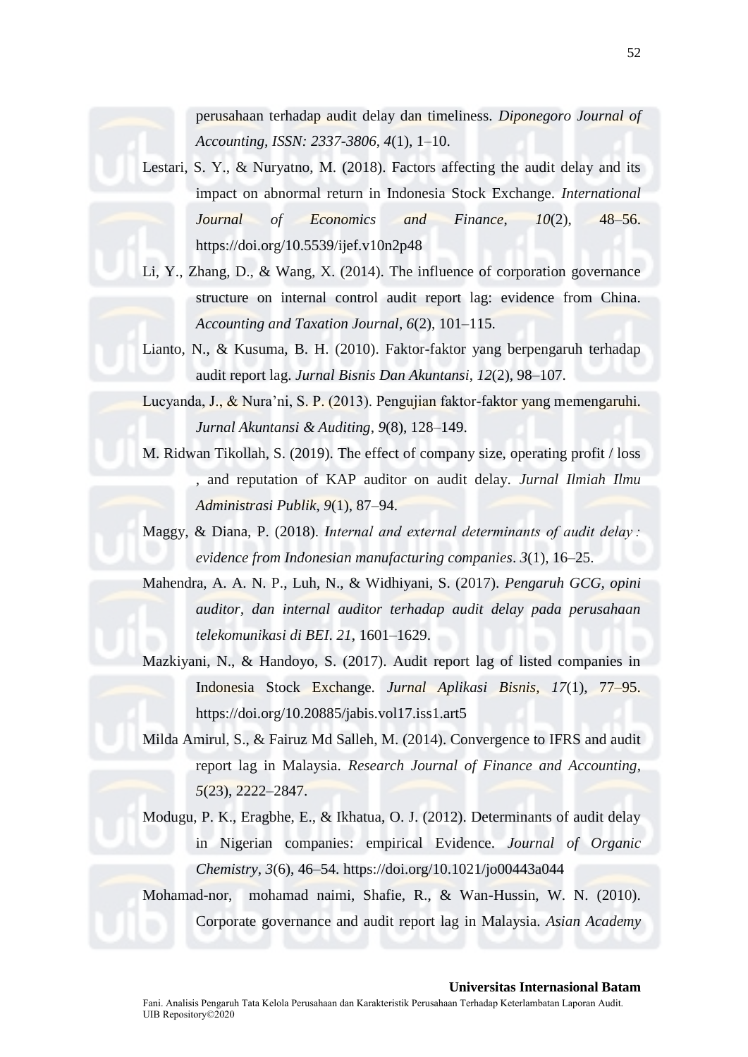perusahaan terhadap audit delay dan timeliness. *Diponegoro Journal of Accounting, ISSN: 2337-3806*, *4*(1), 1–10.

Lestari, S. Y., & Nuryatno, M. (2018). Factors affecting the audit delay and its impact on abnormal return in Indonesia Stock Exchange. *International Journal of Economics and Finance*, *10*(2), 48–56. https://doi.org/10.5539/ijef.v10n2p48

Li, Y., Zhang, D., & Wang, X. (2014). The influence of corporation governance structure on internal control audit report lag: evidence from China. *Accounting and Taxation Journal*, *6*(2), 101–115.

Lianto, N., & Kusuma, B. H. (2010). Faktor-faktor yang berpengaruh terhadap audit report lag. *Jurnal Bisnis Dan Akuntansi*, *12*(2), 98–107.

Lucyanda, J., & Nura'ni, S. P. (2013). Pengujian faktor-faktor yang memengaruhi. *Jurnal Akuntansi & Auditing*, *9*(8), 128–149.

M. Ridwan Tikollah, S. (2019). The effect of company size, operating profit / loss , and reputation of KAP auditor on audit delay. *Jurnal Ilmiah Ilmu Administrasi Publik*, *9*(1), 87–94.

Maggy, & Diana, P. (2018). *Internal and external determinants of audit delay : evidence from Indonesian manufacturing companies*. *3*(1), 16–25.

Mahendra, A. A. N. P., Luh, N., & Widhiyani, S. (2017). *Pengaruh GCG, opini auditor, dan internal auditor terhadap audit delay pada perusahaan telekomunikasi di BEI*. *21*, 1601–1629.

Mazkiyani, N., & Handoyo, S. (2017). Audit report lag of listed companies in Indonesia Stock Exchange. *Jurnal Aplikasi Bisnis*, *17*(1), 77–95. https://doi.org/10.20885/jabis.vol17.iss1.art5

Milda Amirul, S., & Fairuz Md Salleh, M. (2014). Convergence to IFRS and audit report lag in Malaysia. *Research Journal of Finance and Accounting*, *5*(23), 2222–2847.

Modugu, P. K., Eragbhe, E., & Ikhatua, O. J. (2012). Determinants of audit delay in Nigerian companies: empirical Evidence. *Journal of Organic Chemistry*, *3*(6), 46–54. https://doi.org/10.1021/jo00443a044

Mohamad-nor, mohamad naimi, Shafie, R., & Wan-Hussin, W. N. (2010). Corporate governance and audit report lag in Malaysia. *Asian Academy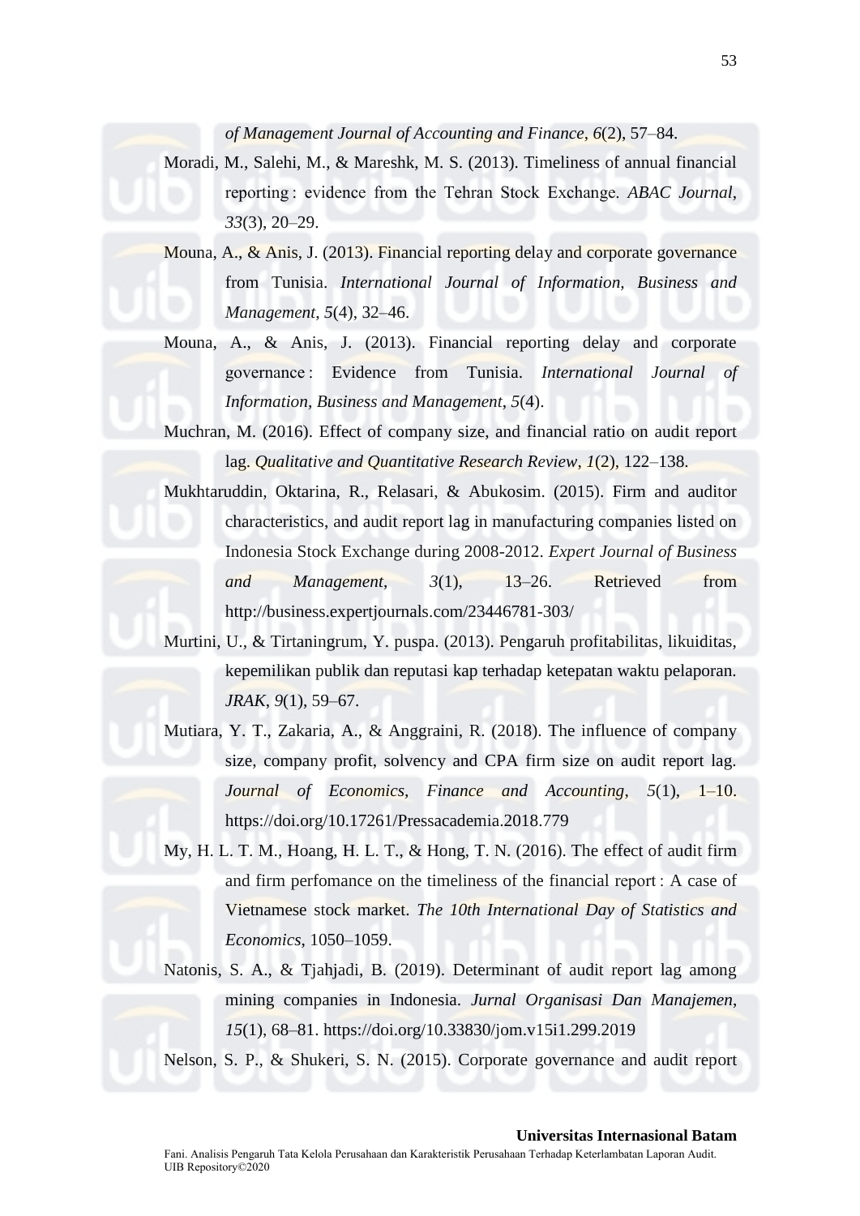*of Management Journal of Accounting and Finance*, *6*(2), 57–84.

Moradi, M., Salehi, M., & Mareshk, M. S. (2013). Timeliness of annual financial reporting : evidence from the Tehran Stock Exchange. *ABAC Journal*, *33*(3), 20–29.

Mouna, A., & Anis, J. (2013). Financial reporting delay and corporate governance from Tunisia. *International Journal of Information, Business and Management*, *5*(4), 32–46.

Mouna, A., & Anis, J. (2013). Financial reporting delay and corporate governance : Evidence from Tunisia. *International Journal of Information, Business and Management*, *5*(4).

Muchran, M. (2016). Effect of company size, and financial ratio on audit report lag. *Qualitative and Quantitative Research Review*, *1*(2), 122–138.

Mukhtaruddin, Oktarina, R., Relasari, & Abukosim. (2015). Firm and auditor characteristics, and audit report lag in manufacturing companies listed on Indonesia Stock Exchange during 2008-2012. *Expert Journal of Business and Management*, *3*(1), 13–26. Retrieved from http://business.expertjournals.com/23446781-303/

Murtini, U., & Tirtaningrum, Y. puspa. (2013). Pengaruh profitabilitas, likuiditas, kepemilikan publik dan reputasi kap terhadap ketepatan waktu pelaporan. *JRAK*, *9*(1), 59–67.

Mutiara, Y. T., Zakaria, A., & Anggraini, R. (2018). The influence of company size, company profit, solvency and CPA firm size on audit report lag. *Journal of Economics, Finance and Accounting*, *5*(1), 1–10. https://doi.org/10.17261/Pressacademia.2018.779

My, H. L. T. M., Hoang, H. L. T., & Hong, T. N. (2016). The effect of audit firm and firm perfomance on the timeliness of the financial report : A case of Vietnamese stock market. *The 10th International Day of Statistics and Economics*, 1050–1059.

Natonis, S. A., & Tjahjadi, B. (2019). Determinant of audit report lag among mining companies in Indonesia. *Jurnal Organisasi Dan Manajemen*, *15*(1), 68–81. https://doi.org/10.33830/jom.v15i1.299.2019

Nelson, S. P., & Shukeri, S. N. (2015). Corporate governance and audit report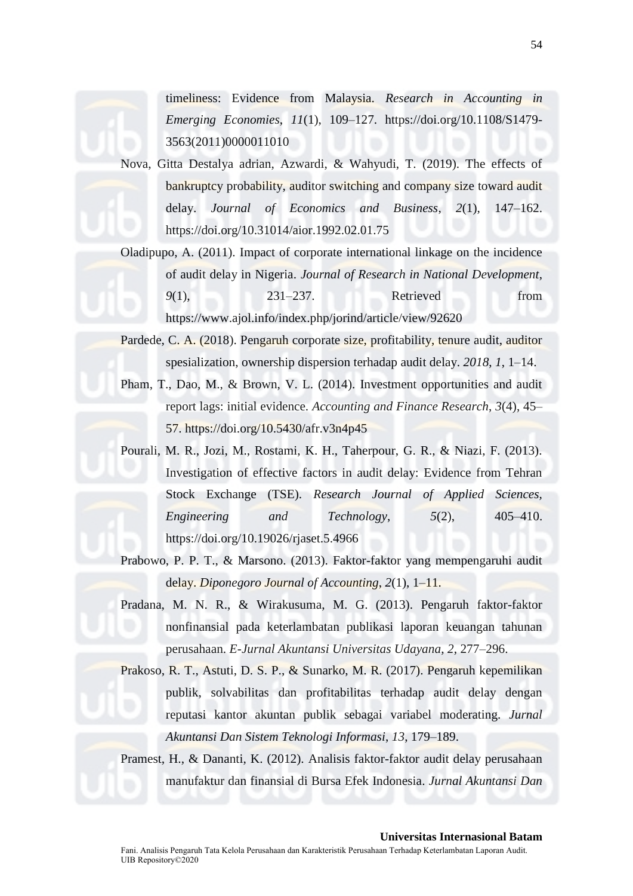timeliness: Evidence from Malaysia. *Research in Accounting in Emerging Economies*, *11*(1), 109–127. https://doi.org/10.1108/S1479-3563(2011)0000011010

Nova, Gitta Destalya adrian, Azwardi, & Wahyudi, T. (2019). The effects of bankruptcy probability, auditor switching and company size toward audit delay. *Journal of Economics and Business*, *2*(1), 147–162. https://doi.org/10.31014/aior.1992.02.01.75

Oladipupo, A. (2011). Impact of corporate international linkage on the incidence of audit delay in Nigeria. *Journal of Research in National Development*, *9*(1), 231–237. Retrieved from https://www.ajol.info/index.php/jorind/article/view/92620

Pardede, C. A. (2018). Pengaruh corporate size, profitability, tenure audit, auditor spesialization, ownership dispersion terhadap audit delay. *2018*, *1*, 1–14.

Pham, T., Dao, M., & Brown, V. L. (2014). Investment opportunities and audit report lags: initial evidence. *Accounting and Finance Research*, *3*(4), 45–57. https://doi.org/10.5430/afr.v3n4p45

Pourali, M. R., Jozi, M., Rostami, K. H., Taherpour, G. R., & Niazi, F. (2013). Investigation of effective factors in audit delay: Evidence from Tehran Stock Exchange (TSE). *Research Journal of Applied Sciences, Engineering and Technology*, *5*(2), 405–410. https://doi.org/10.19026/rjaset.5.4966

Prabowo, P. P. T., & Marsono. (2013). Faktor-faktor yang mempengaruhi audit delay. *Diponegoro Journal of Accounting*, *2*(1), 1–11.

Pradana, M. N. R., & Wirakusuma, M. G. (2013). Pengaruh faktor-faktor nonfinansial pada keterlambatan publikasi laporan keuangan tahunan perusahaan. *E-Jurnal Akuntansi Universitas Udayana*, *2*, 277–296.

Prakoso, R. T., Astuti, D. S. P., & Sunarko, M. R. (2017). Pengaruh kepemilikan publik, solvabilitas dan profitabilitas terhadap audit delay dengan reputasi kantor akuntan publik sebagai variabel moderating. *Jurnal Akuntansi Dan Sistem Teknologi Informasi*, *13*, 179–189.

Pramest, H., & Dananti, K. (2012). Analisis faktor-faktor audit delay perusahaan manufaktur dan finansial di Bursa Efek Indonesia. *Jurnal Akuntansi Dan*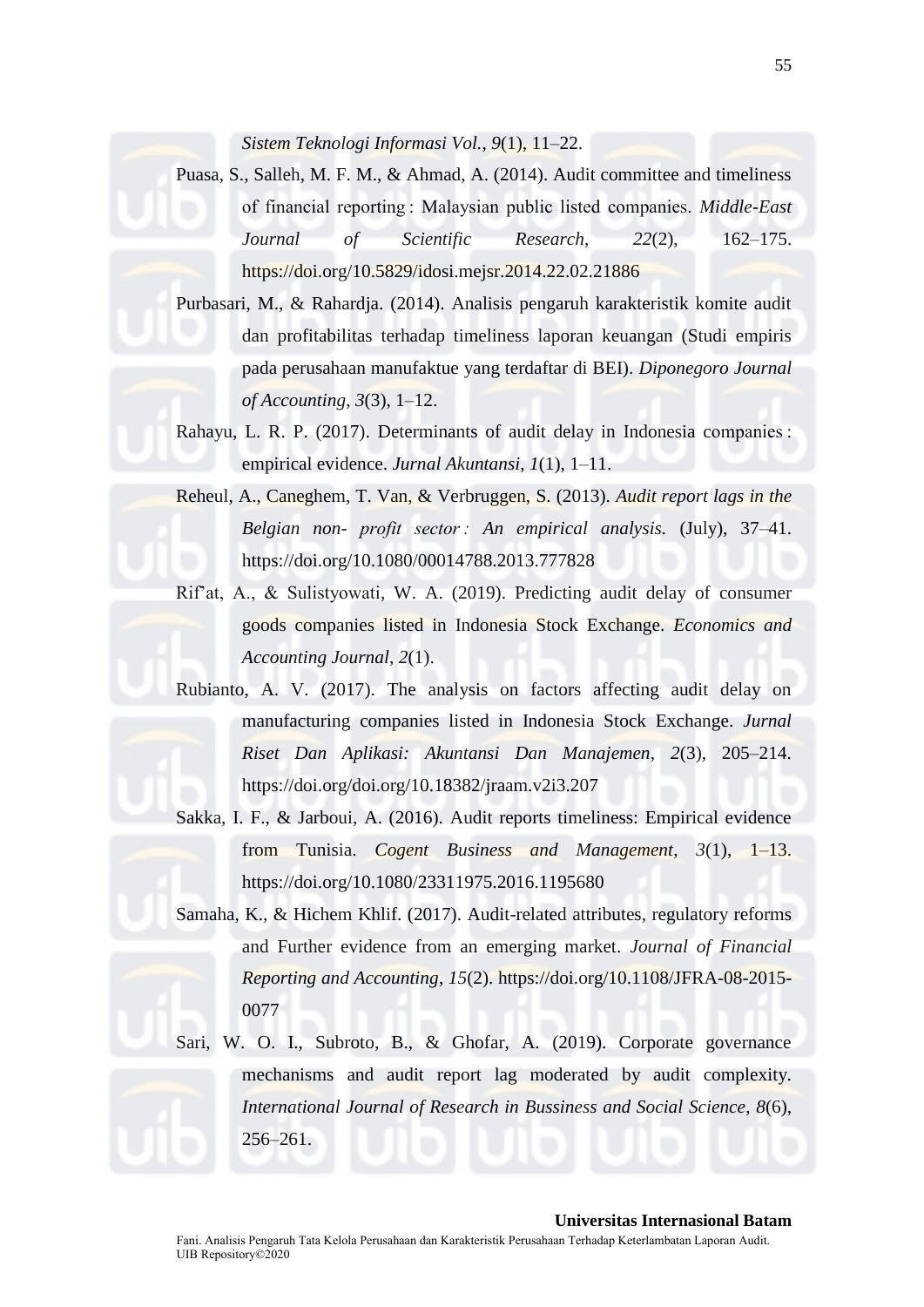*Sistem Teknologi Informasi Vol.*, *9*(1), 11–22.

Puasa, S., Salleh, M. F. M., & Ahmad, A. (2014). Audit committee and timeliness of financial reporting : Malaysian public listed companies. *Middle-East Journal of Scientific Research*, *22*(2), 162–175. https://doi.org/10.5829/idosi.mejsr.2014.22.02.21886

Purbasari, M., & Rahardja. (2014). Analisis pengaruh karakteristik komite audit dan profitabilitas terhadap timeliness laporan keuangan (Studi empiris pada perusahaan manufaktue yang terdaftar di BEI). *Diponegoro Journal of Accounting*, *3*(3), 1–12.

Rahayu, L. R. P. (2017). Determinants of audit delay in Indonesia companies : empirical evidence. *Jurnal Akuntansi*, *1*(1), 1–11.

Reheul, A., Caneghem, T. Van, & Verbruggen, S. (2013). *Audit report lags in the Belgian non- profit sector : An empirical analysis.* (July), 37–41. https://doi.org/10.1080/00014788.2013.777828

Rif'at, A., & Sulistyowati, W. A. (2019). Predicting audit delay of consumer goods companies listed in Indonesia Stock Exchange. *Economics and Accounting Journal*, *2*(1).

Rubianto, A. V. (2017). The analysis on factors affecting audit delay on manufacturing companies listed in Indonesia Stock Exchange. *Jurnal Riset Dan Aplikasi: Akuntansi Dan Manajemen*, *2*(3), 205–214. https://doi.org/doi.org/10.18382/jraam.v2i3.207

Sakka, I. F., & Jarboui, A. (2016). Audit reports timeliness: Empirical evidence from Tunisia. *Cogent Business and Management*, *3*(1), 1–13. https://doi.org/10.1080/23311975.2016.1195680

Samaha, K., & Hichem Khlif. (2017). Audit-related attributes, regulatory reforms and Further evidence from an emerging market. *Journal of Financial Reporting and Accounting*, *15*(2). https://doi.org/10.1108/JFRA-08-2015-0077

Sari, W. O. I., Subroto, B., & Ghofar, A. (2019). Corporate governance mechanisms and audit report lag moderated by audit complexity. *International Journal of Research in Bussiness and Social Science*, *8*(6), 256–261.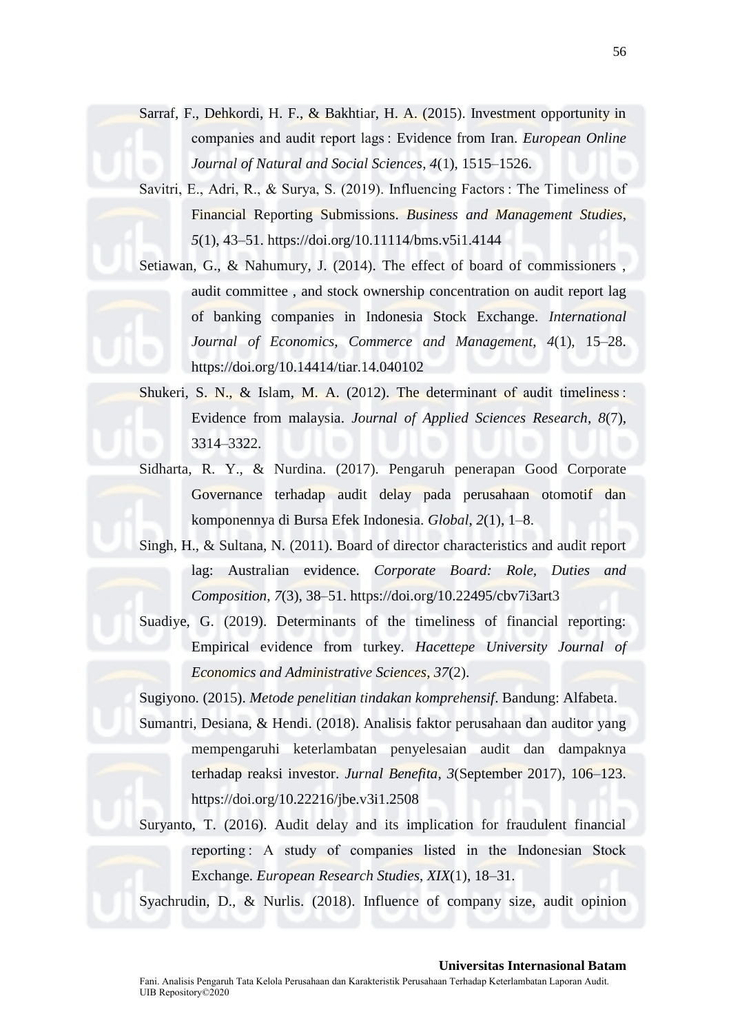Sarraf, F., Dehkordi, H. F., & Bakhtiar, H. A. (2015). Investment opportunity in companies and audit report lags : Evidence from Iran. *European Online Journal of Natural and Social Sciences*, *4*(1), 1515–1526.

Savitri, E., Adri, R., & Surya, S. (2019). Influencing Factors : The Timeliness of Financial Reporting Submissions. *Business and Management Studies*, *5*(1), 43–51. https://doi.org/10.11114/bms.v5i1.4144

Setiawan, G., & Nahumury, J. (2014). The effect of board of commissioners , audit committee , and stock ownership concentration on audit report lag of banking companies in Indonesia Stock Exchange. *International Journal of Economics, Commerce and Management*, *4*(1), 15–28. https://doi.org/10.14414/tiar.14.040102

Shukeri, S. N., & Islam, M. A. (2012). The determinant of audit timeliness : Evidence from malaysia. *Journal of Applied Sciences Research*, *8*(7), 3314–3322.

Sidharta, R. Y., & Nurdina. (2017). Pengaruh penerapan Good Corporate Governance terhadap audit delay pada perusahaan otomotif dan komponennya di Bursa Efek Indonesia. *Global*, *2*(1), 1–8.

Singh, H., & Sultana, N. (2011). Board of director characteristics and audit report lag: Australian evidence. *Corporate Board: Role, Duties and Composition*, *7*(3), 38–51. https://doi.org/10.22495/cbv7i3art3

Suadiye, G. (2019). Determinants of the timeliness of financial reporting: Empirical evidence from turkey. *Hacettepe University Journal of Economics and Administrative Sciences*, *37*(2).

Sugiyono. (2015). *Metode penelitian tindakan komprehensif*. Bandung: Alfabeta.

Sumantri, Desiana, & Hendi. (2018). Analisis faktor perusahaan dan auditor yang mempengaruhi keterlambatan penyelesaian audit dan dampaknya terhadap reaksi investor. *Jurnal Benefita*, *3*(September 2017), 106–123. https://doi.org/10.22216/jbe.v3i1.2508

Suryanto, T. (2016). Audit delay and its implication for fraudulent financial reporting : A study of companies listed in the Indonesian Stock Exchange. *European Research Studies*, *XIX*(1), 18–31.

Syachrudin, D., & Nurlis. (2018). Influence of company size, audit opinion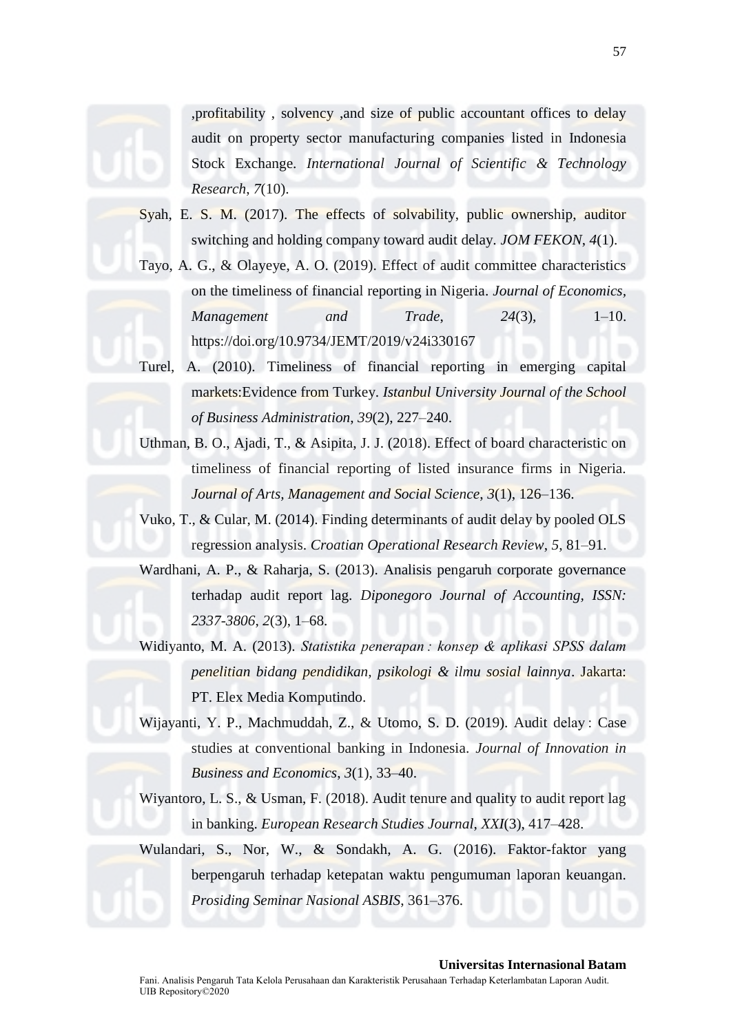,profitability , solvency ,and size of public accountant offices to delay audit on property sector manufacturing companies listed in Indonesia Stock Exchange. *International Journal of Scientific & Technology Research*, *7*(10).

Syah, E. S. M. (2017). The effects of solvability, public ownership, auditor switching and holding company toward audit delay. *JOM FEKON*, *4*(1).

Tayo, A. G., & Olayeye, A. O. (2019). Effect of audit committee characteristics on the timeliness of financial reporting in Nigeria. *Journal of Economics, Management and Trade*, *24*(3), 1–10. https://doi.org/10.9734/JEMT/2019/v24i330167

Turel, A. (2010). Timeliness of financial reporting in emerging capital markets:Evidence from Turkey. *Istanbul University Journal of the School of Business Administration*, *39*(2), 227–240.

Uthman, B. O., Ajadi, T., & Asipita, J. J. (2018). Effect of board characteristic on timeliness of financial reporting of listed insurance firms in Nigeria. *Journal of Arts, Management and Social Science*, *3*(1), 126–136.

Vuko, T., & Cular, M. (2014). Finding determinants of audit delay by pooled OLS regression analysis. *Croatian Operational Research Review*, *5*, 81–91.

Wardhani, A. P., & Raharja, S. (2013). Analisis pengaruh corporate governance terhadap audit report lag. *Diponegoro Journal of Accounting, ISSN: 2337-3806*, *2*(3), 1–68.

Widiyanto, M. A. (2013). *Statistika penerapan : konsep & aplikasi SPSS dalam penelitian bidang pendidikan, psikologi & ilmu sosial lainnya*. Jakarta: PT. Elex Media Komputindo.

Wijayanti, Y. P., Machmuddah, Z., & Utomo, S. D. (2019). Audit delay : Case studies at conventional banking in Indonesia. *Journal of Innovation in Business and Economics*, *3*(1), 33–40.

Wiyantoro, L. S., & Usman, F. (2018). Audit tenure and quality to audit report lag in banking. *European Research Studies Journal*, *XXI*(3), 417–428.

Wulandari, S., Nor, W., & Sondakh, A. G. (2016). Faktor-faktor yang berpengaruh terhadap ketepatan waktu pengumuman laporan keuangan. *Prosiding Seminar Nasional ASBIS*, 361–376.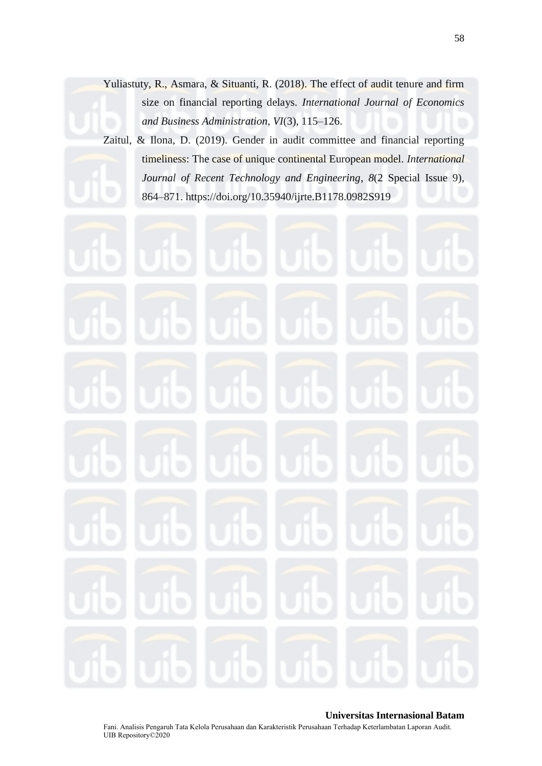Yuliastuty, R., Asmara, & Situanti, R. (2018). The effect of audit tenure and firm size on financial reporting delays. *International Journal of Economics and Business Administration*, *VI*(3), 115–126.

Zaitul, & Ilona, D. (2019). Gender in audit committee and financial reporting timeliness: The case of unique continental European model. *International Journal of Recent Technology and Engineering*, *8*(2 Special Issue 9), 864–871. https://doi.org/10.35940/ijrte.B1178.0982S919